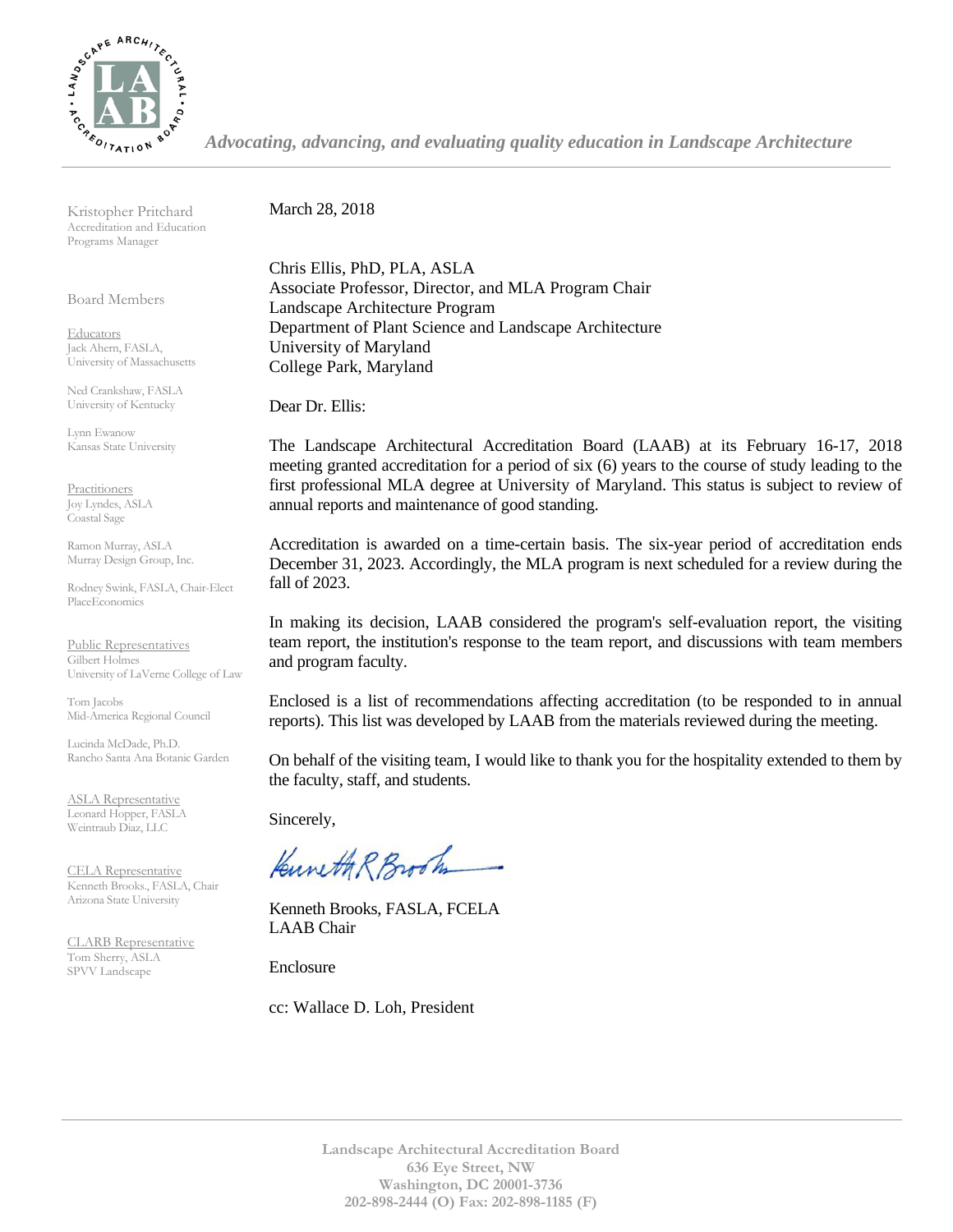*Advocating, advancing, and evaluating quality education in Landscape Architecture*

Kristopher Pritchard
Accreditation and Education Programs Manager

Board Members

Educators
Jack Ahern, FASLA, University of Massachusetts

Ned Crankshaw, FASLA
University of Kentucky

Lynn Ewanow
Kansas State University

Practitioners
Joy Lyndes, ASLA
Coastal Sage

Ramon Murray, ASLA
Murray Design Group, Inc.

Rodney Swink, FASLA, Chair-Elect
PlaceEconomics

Public Representatives
Gilbert Holmes
University of LaVerne College of Law

Tom Jacobs
Mid-America Regional Council

Lucinda McDade, Ph.D.
Rancho Santa Ana Botanic Garden

ASLA Representative
Leonard Hopper, FASLA
Weintraub Diaz, LLC

CELA Representative
Kenneth Brooks., FASLA, Chair
Arizona State University

CLARB Representative
Tom Sherry, ASLA
SPVV Landscape

March 28, 2018

Chris Ellis, PhD, PLA, ASLA
Associate Professor, Director, and MLA Program Chair
Landscape Architecture Program
Department of Plant Science and Landscape Architecture
University of Maryland
College Park, Maryland

Dear Dr. Ellis:

The Landscape Architectural Accreditation Board (LAAB) at its February 16-17, 2018 meeting granted accreditation for a period of six (6) years to the course of study leading to the first professional MLA degree at University of Maryland. This status is subject to review of annual reports and maintenance of good standing.

Accreditation is awarded on a time-certain basis. The six-year period of accreditation ends December 31, 2023. Accordingly, the MLA program is next scheduled for a review during the fall of 2023.

In making its decision, LAAB considered the program's self-evaluation report, the visiting team report, the institution's response to the team report, and discussions with team members and program faculty.

Enclosed is a list of recommendations affecting accreditation (to be responded to in annual reports). This list was developed by LAAB from the materials reviewed during the meeting.

On behalf of the visiting team, I would like to thank you for the hospitality extended to them by the faculty, staff, and students.

Sincerely,

Kenneth R Brooks

Kenneth Brooks, FASLA, FCELA
LAAB Chair

Enclosure

cc: Wallace D. Loh, President

**Landscape Architectural Accreditation Board**
**636 Eye Street, NW**
**Washington, DC 20001-3736**
**202-898-2444 (O) Fax: 202-898-1185 (F)**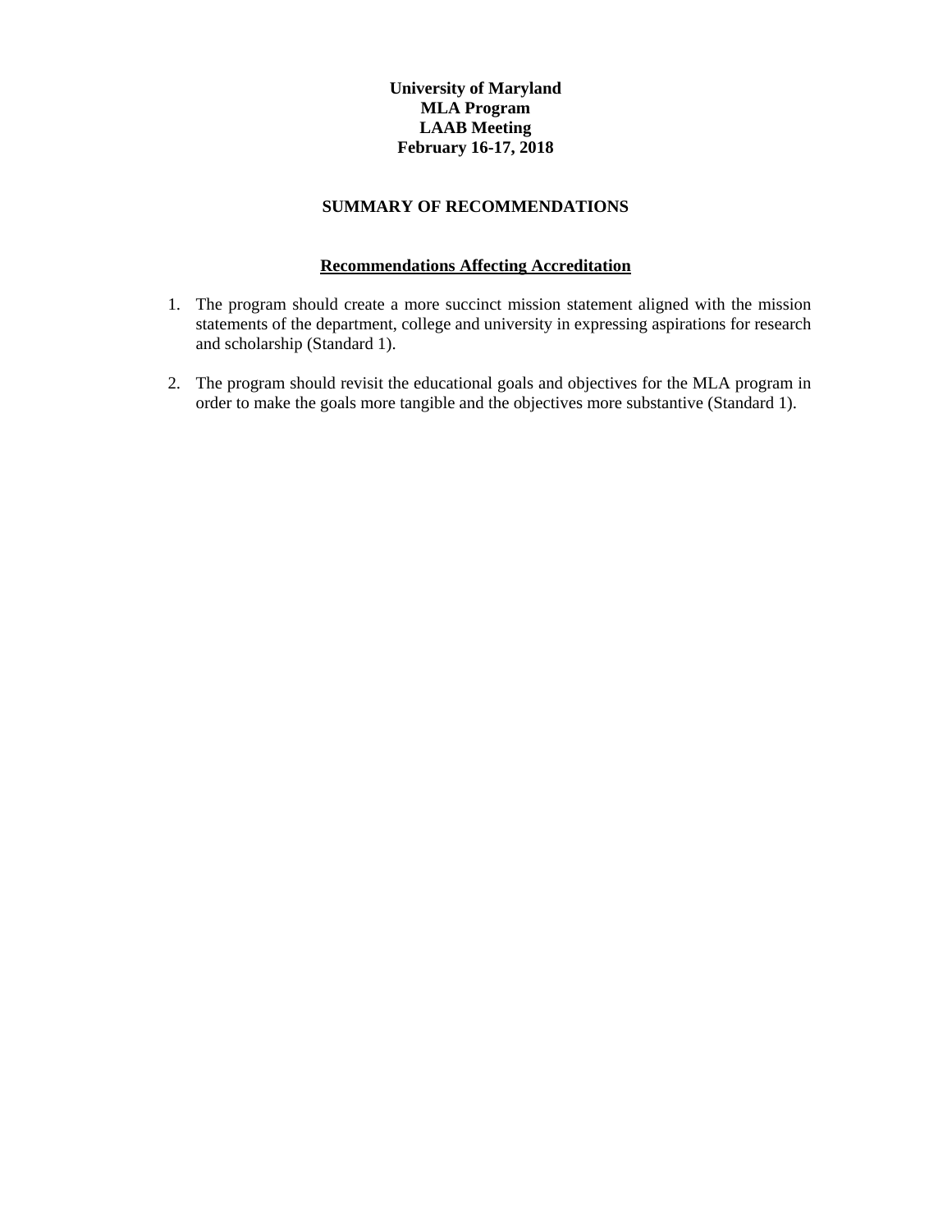**University of Maryland**
**MLA Program**
**LAAB Meeting**
**February 16-17, 2018**

## SUMMARY OF RECOMMENDATIONS

### Recommendations Affecting Accreditation

1. The program should create a more succinct mission statement aligned with the mission statements of the department, college and university in expressing aspirations for research and scholarship (Standard 1).

2. The program should revisit the educational goals and objectives for the MLA program in order to make the goals more tangible and the objectives more substantive (Standard 1).